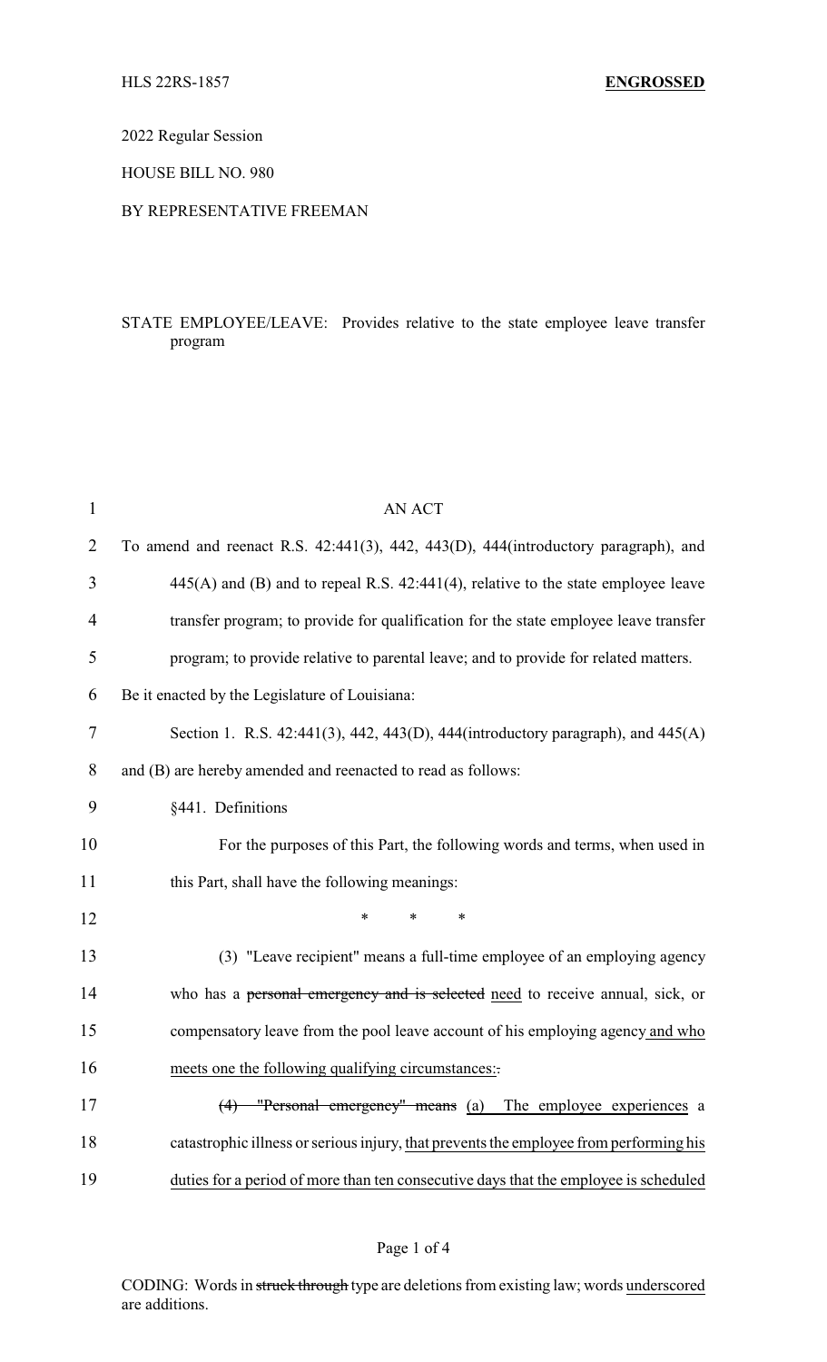HLS 22RS-1857 **ENGROSSED**

2022 Regular Session

HOUSE BILL NO. 980

BY REPRESENTATIVE FREEMAN

STATE EMPLOYEE/LEAVE: Provides relative to the state employee leave transfer program

AN ACT

To amend and reenact R.S. 42:441(3), 442, 443(D), 444(introductory paragraph), and 445(A) and (B) and to repeal R.S. 42:441(4), relative to the state employee leave transfer program; to provide for qualification for the state employee leave transfer program; to provide relative to parental leave; and to provide for related matters.

Be it enacted by the Legislature of Louisiana:

Section 1. R.S. 42:441(3), 442, 443(D), 444(introductory paragraph), and 445(A) and (B) are hereby amended and reenacted to read as follows:

§441. Definitions

For the purposes of this Part, the following words and terms, when used in this Part, shall have the following meanings:

\* \* \*

(3) "Leave recipient" means a full-time employee of an employing agency who has a ~~personal emergency and is selected~~ need to receive annual, sick, or compensatory leave from the pool leave account of his employing agency and who meets one the following qualifying circumstances:~~.~~

~~(4) "Personal emergency" means~~ (a) The employee experiences a catastrophic illness or serious injury, that prevents the employee from performing his duties for a period of more than ten consecutive days that the employee is scheduled

CODING: Words in ~~struck through~~ type are deletions from existing law; words underscored are additions.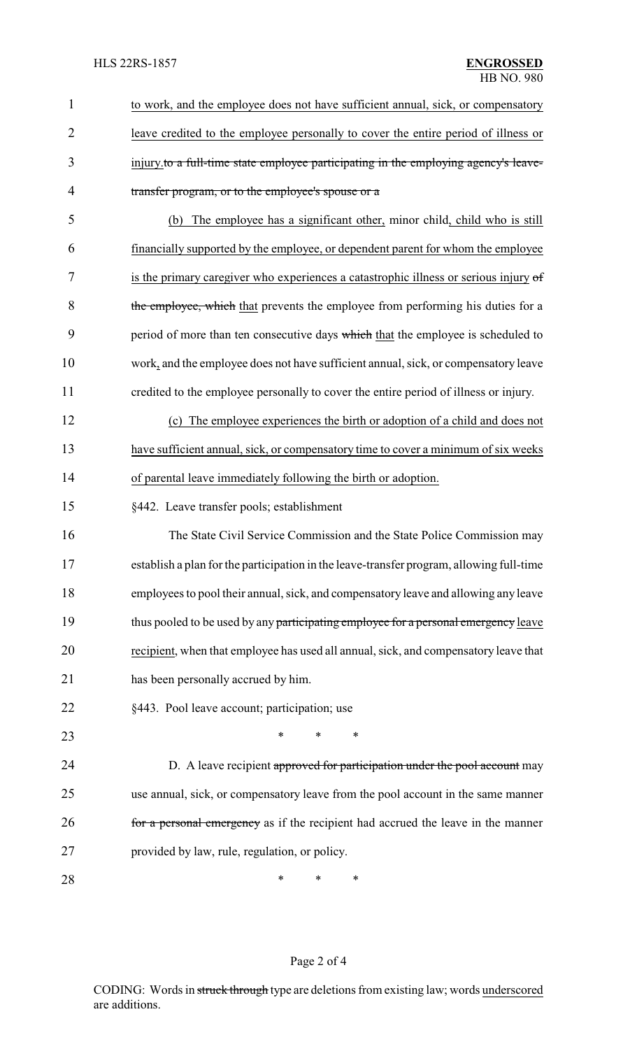to work, and the employee does not have sufficient annual, sick, or compensatory leave credited to the employee personally to cover the entire period of illness or injury.~~to a full-time state employee participating in the employing agency's leave-transfer program, or to the employee's spouse or a~~

(b) The employee has a significant other, minor child, child who is still financially supported by the employee, or dependent parent for whom the employee is the primary caregiver who experiences a catastrophic illness or serious injury ~~of the employee, which~~ that prevents the employee from performing his duties for a period of more than ten consecutive days ~~which~~ that the employee is scheduled to work, and the employee does not have sufficient annual, sick, or compensatory leave credited to the employee personally to cover the entire period of illness or injury.

(c) The employee experiences the birth or adoption of a child and does not have sufficient annual, sick, or compensatory time to cover a minimum of six weeks of parental leave immediately following the birth or adoption.

§442. Leave transfer pools; establishment

The State Civil Service Commission and the State Police Commission may establish a plan for the participation in the leave-transfer program, allowing full-time employees to pool their annual, sick, and compensatory leave and allowing any leave thus pooled to be used by any ~~participating employee for a personal emergency~~ leave recipient, when that employee has used all annual, sick, and compensatory leave that has been personally accrued by him.

§443. Pool leave account; participation; use

\* \* \*

D. A leave recipient ~~approved for participation under the pool account~~ may use annual, sick, or compensatory leave from the pool account in the same manner ~~for a personal emergency~~ as if the recipient had accrued the leave in the manner provided by law, rule, regulation, or policy.

\* \* \*

CODING: Words in ~~struck through~~ type are deletions from existing law; words underscored are additions.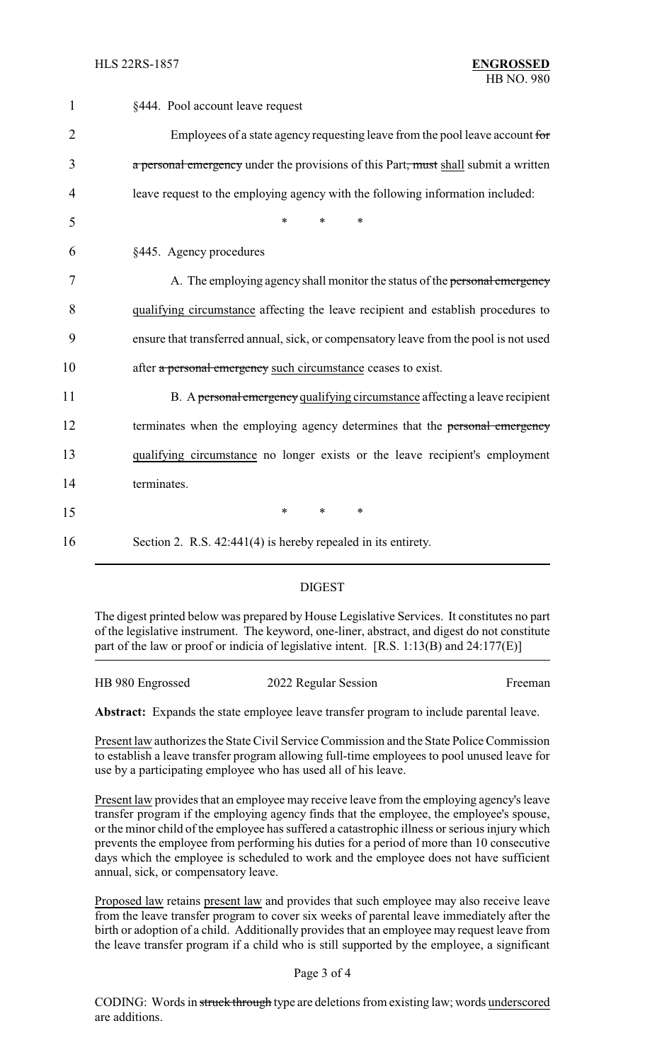§444. Pool account leave request

Employees of a state agency requesting leave from the pool leave account ~~for a personal emergency~~ under the provisions of this Part~~, must~~ shall submit a written leave request to the employing agency with the following information included:

\* \* \*

§445. Agency procedures

A. The employing agency shall monitor the status of the ~~personal emergency~~ qualifying circumstance affecting the leave recipient and establish procedures to ensure that transferred annual, sick, or compensatory leave from the pool is not used after ~~a personal emergency~~ such circumstance ceases to exist.

B. A ~~personal emergency~~ qualifying circumstance affecting a leave recipient terminates when the employing agency determines that the ~~personal emergency~~ qualifying circumstance no longer exists or the leave recipient's employment terminates.

\* \* \*

Section 2. R.S. 42:441(4) is hereby repealed in its entirety.

## DIGEST

The digest printed below was prepared by House Legislative Services. It constitutes no part of the legislative instrument. The keyword, one-liner, abstract, and digest do not constitute part of the law or proof or indicia of legislative intent. [R.S. 1:13(B) and 24:177(E)]

HB 980 Engrossed — 2022 Regular Session — Freeman

**Abstract:** Expands the state employee leave transfer program to include parental leave.

Present law authorizes the State Civil Service Commission and the State Police Commission to establish a leave transfer program allowing full-time employees to pool unused leave for use by a participating employee who has used all of his leave.

Present law provides that an employee may receive leave from the employing agency's leave transfer program if the employing agency finds that the employee, the employee's spouse, or the minor child of the employee has suffered a catastrophic illness or serious injury which prevents the employee from performing his duties for a period of more than 10 consecutive days which the employee is scheduled to work and the employee does not have sufficient annual, sick, or compensatory leave.

Proposed law retains present law and provides that such employee may also receive leave from the leave transfer program to cover six weeks of parental leave immediately after the birth or adoption of a child. Additionally provides that an employee may request leave from the leave transfer program if a child who is still supported by the employee, a significant

CODING: Words in ~~struck through~~ type are deletions from existing law; words underscored are additions.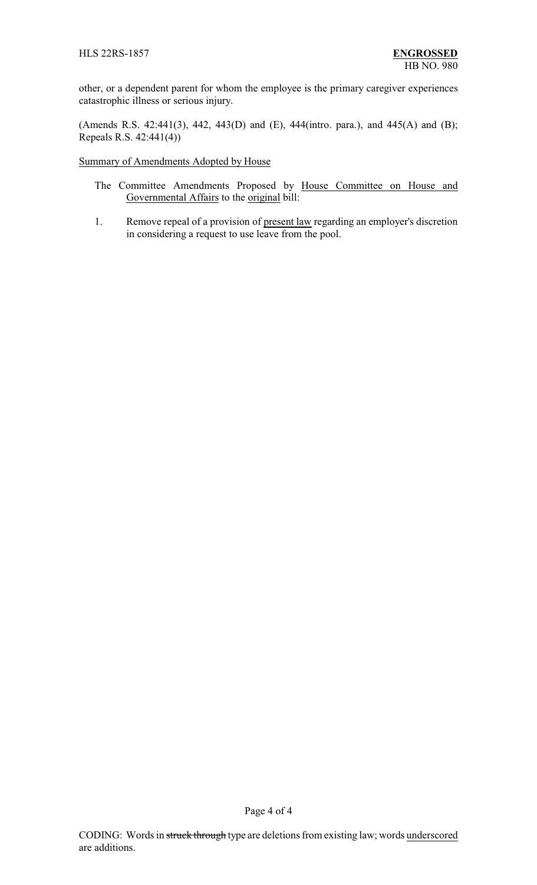other, or a dependent parent for whom the employee is the primary caregiver experiences catastrophic illness or serious injury.

(Amends R.S. 42:441(3), 442, 443(D) and (E), 444(intro. para.), and 445(A) and (B); Repeals R.S. 42:441(4))

Summary of Amendments Adopted by House

The Committee Amendments Proposed by House Committee on House and Governmental Affairs to the original bill:

1. Remove repeal of a provision of present law regarding an employer's discretion in considering a request to use leave from the pool.

CODING: Words in ~~struck through~~ type are deletions from existing law; words underscored are additions.